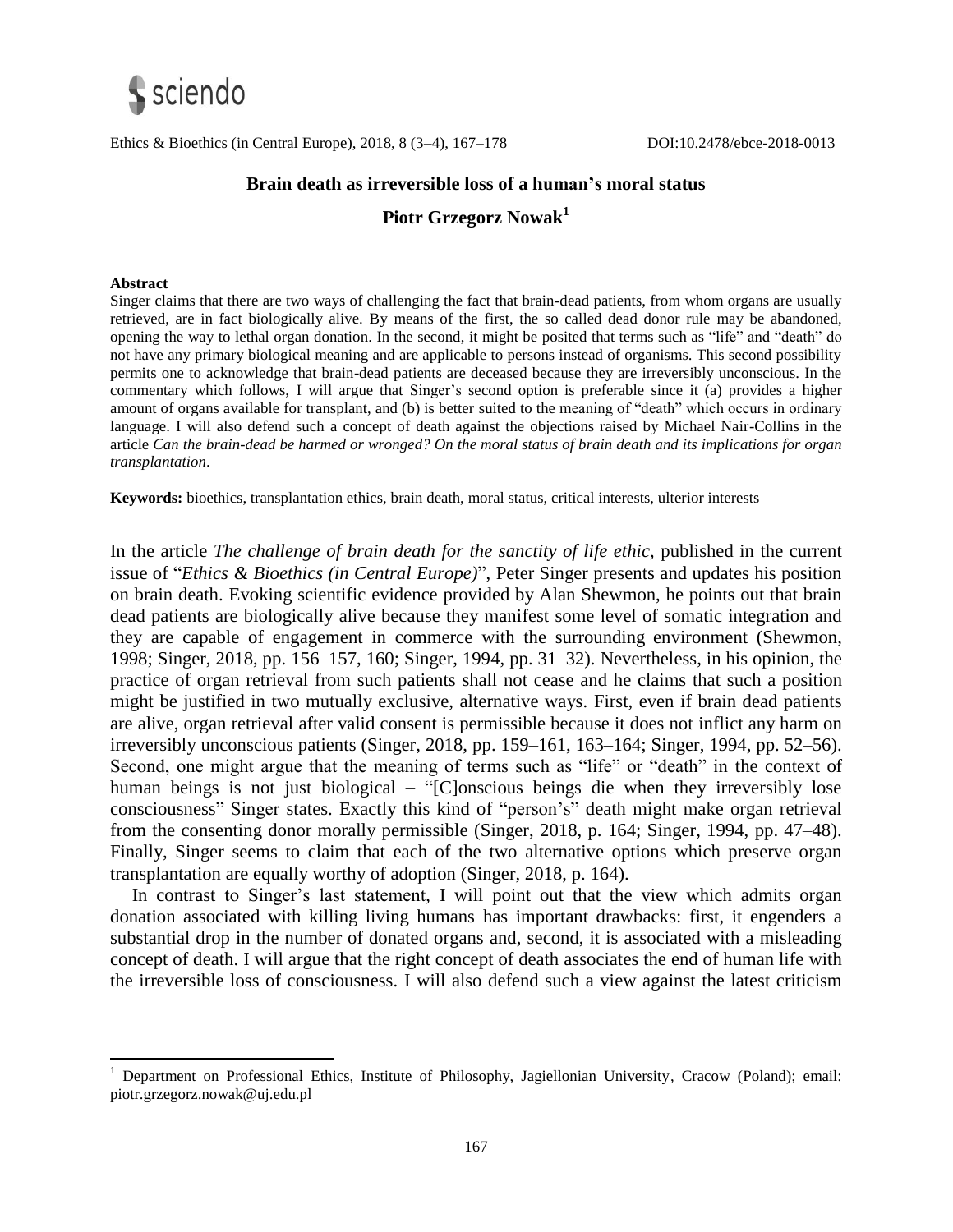Ethics & Bioethics (in Central Europe), 2018, 8 (3–4), 167–178 DOI:10.2478/ebce-2018-0013

# Brain death as irreversible loss of a human's moral status

## Piotr Grzegorz Nowak[1]

**Abstract**

Singer claims that there are two ways of challenging the fact that brain-dead patients, from whom organs are usually retrieved, are in fact biologically alive. By means of the first, the so called dead donor rule may be abandoned, opening the way to lethal organ donation. In the second, it might be posited that terms such as "life" and "death" do not have any primary biological meaning and are applicable to persons instead of organisms. This second possibility permits one to acknowledge that brain-dead patients are deceased because they are irreversibly unconscious. In the commentary which follows, I will argue that Singer's second option is preferable since it (a) provides a higher amount of organs available for transplant, and (b) is better suited to the meaning of "death" which occurs in ordinary language. I will also defend such a concept of death against the objections raised by Michael Nair-Collins in the article *Can the brain-dead be harmed or wronged? On the moral status of brain death and its implications for organ transplantation*.

**Keywords:** bioethics, transplantation ethics, brain death, moral status, critical interests, ulterior interests

In the article *The challenge of brain death for the sanctity of life ethic,* published in the current issue of "*Ethics & Bioethics (in Central Europe)*", Peter Singer presents and updates his position on brain death. Evoking scientific evidence provided by Alan Shewmon, he points out that brain dead patients are biologically alive because they manifest some level of somatic integration and they are capable of engagement in commerce with the surrounding environment (Shewmon, 1998; Singer, 2018, pp. 156–157, 160; Singer, 1994, pp. 31–32). Nevertheless, in his opinion, the practice of organ retrieval from such patients shall not cease and he claims that such a position might be justified in two mutually exclusive, alternative ways. First, even if brain dead patients are alive, organ retrieval after valid consent is permissible because it does not inflict any harm on irreversibly unconscious patients (Singer, 2018, pp. 159–161, 163–164; Singer, 1994, pp. 52–56). Second, one might argue that the meaning of terms such as "life" or "death" in the context of human beings is not just biological – "[C]onscious beings die when they irreversibly lose consciousness" Singer states. Exactly this kind of "person's" death might make organ retrieval from the consenting donor morally permissible (Singer, 2018, p. 164; Singer, 1994, pp. 47–48). Finally, Singer seems to claim that each of the two alternative options which preserve organ transplantation are equally worthy of adoption (Singer, 2018, p. 164).

In contrast to Singer's last statement, I will point out that the view which admits organ donation associated with killing living humans has important drawbacks: first, it engenders a substantial drop in the number of donated organs and, second, it is associated with a misleading concept of death. I will argue that the right concept of death associates the end of human life with the irreversible loss of consciousness. I will also defend such a view against the latest criticism

[1] Department on Professional Ethics, Institute of Philosophy, Jagiellonian University, Cracow (Poland); email: piotr.grzegorz.nowak@uj.edu.pl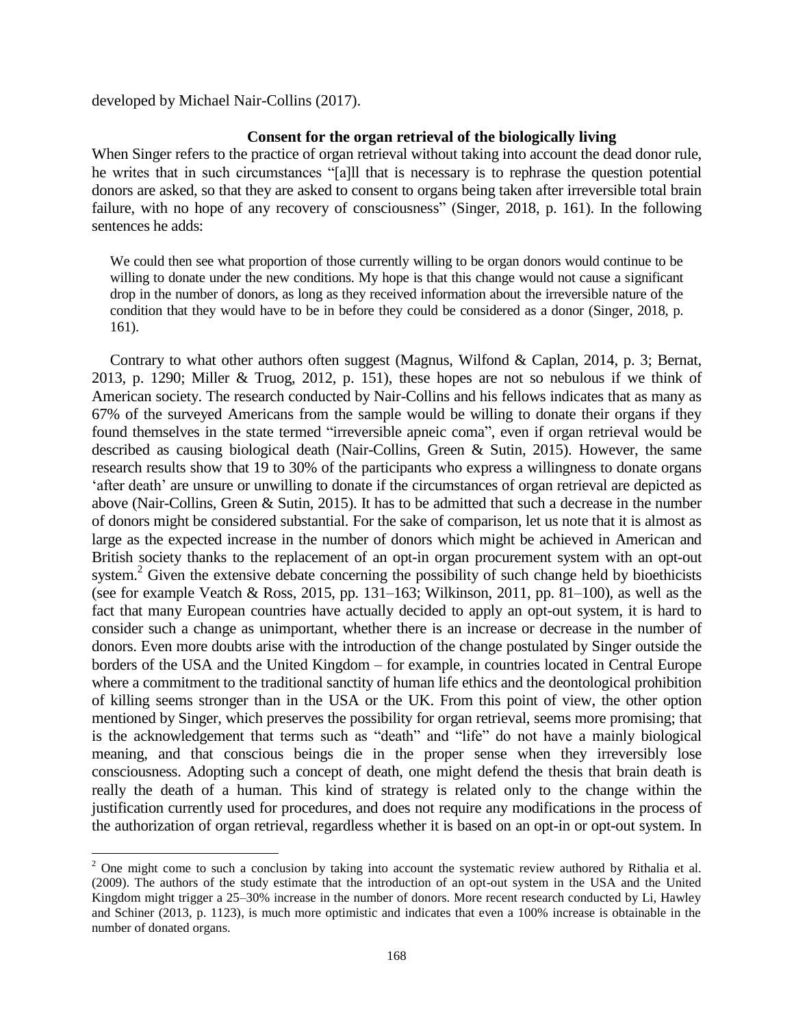developed by Michael Nair-Collins (2017).

### Consent for the organ retrieval of the biologically living

When Singer refers to the practice of organ retrieval without taking into account the dead donor rule, he writes that in such circumstances "[a]ll that is necessary is to rephrase the question potential donors are asked, so that they are asked to consent to organs being taken after irreversible total brain failure, with no hope of any recovery of consciousness" (Singer, 2018, p. 161). In the following sentences he adds:

> We could then see what proportion of those currently willing to be organ donors would continue to be willing to donate under the new conditions. My hope is that this change would not cause a significant drop in the number of donors, as long as they received information about the irreversible nature of the condition that they would have to be in before they could be considered as a donor (Singer, 2018, p. 161).

Contrary to what other authors often suggest (Magnus, Wilfond & Caplan, 2014, p. 3; Bernat, 2013, p. 1290; Miller & Truog, 2012, p. 151), these hopes are not so nebulous if we think of American society. The research conducted by Nair-Collins and his fellows indicates that as many as 67% of the surveyed Americans from the sample would be willing to donate their organs if they found themselves in the state termed "irreversible apneic coma", even if organ retrieval would be described as causing biological death (Nair-Collins, Green & Sutin, 2015). However, the same research results show that 19 to 30% of the participants who express a willingness to donate organs 'after death' are unsure or unwilling to donate if the circumstances of organ retrieval are depicted as above (Nair-Collins, Green & Sutin, 2015). It has to be admitted that such a decrease in the number of donors might be considered substantial. For the sake of comparison, let us note that it is almost as large as the expected increase in the number of donors which might be achieved in American and British society thanks to the replacement of an opt-in organ procurement system with an opt-out system.[2] Given the extensive debate concerning the possibility of such change held by bioethicists (see for example Veatch & Ross, 2015, pp. 131–163; Wilkinson, 2011, pp. 81–100), as well as the fact that many European countries have actually decided to apply an opt-out system, it is hard to consider such a change as unimportant, whether there is an increase or decrease in the number of donors. Even more doubts arise with the introduction of the change postulated by Singer outside the borders of the USA and the United Kingdom – for example, in countries located in Central Europe where a commitment to the traditional sanctity of human life ethics and the deontological prohibition of killing seems stronger than in the USA or the UK. From this point of view, the other option mentioned by Singer, which preserves the possibility for organ retrieval, seems more promising; that is the acknowledgement that terms such as "death" and "life" do not have a mainly biological meaning, and that conscious beings die in the proper sense when they irreversibly lose consciousness. Adopting such a concept of death, one might defend the thesis that brain death is really the death of a human. This kind of strategy is related only to the change within the justification currently used for procedures, and does not require any modifications in the process of the authorization of organ retrieval, regardless whether it is based on an opt-in or opt-out system. In

---

[2] One might come to such a conclusion by taking into account the systematic review authored by Rithalia et al. (2009). The authors of the study estimate that the introduction of an opt-out system in the USA and the United Kingdom might trigger a 25–30% increase in the number of donors. More recent research conducted by Li, Hawley and Schiner (2013, p. 1123), is much more optimistic and indicates that even a 100% increase is obtainable in the number of donated organs.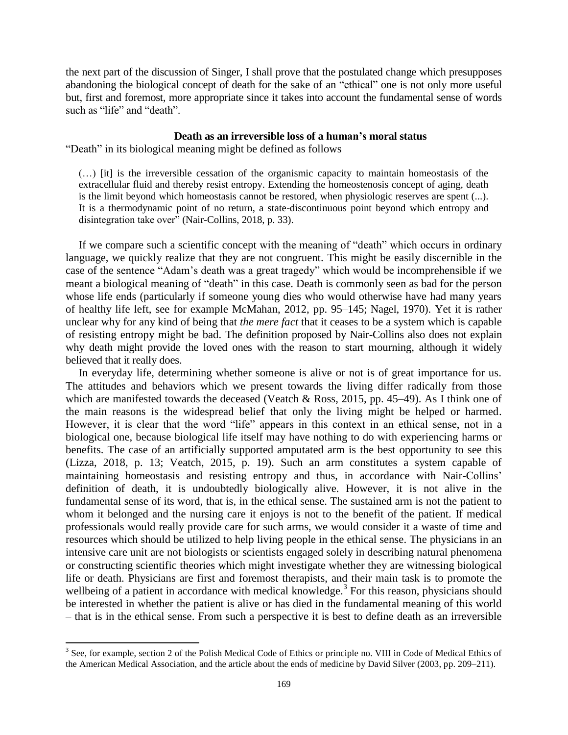the next part of the discussion of Singer, I shall prove that the postulated change which presupposes abandoning the biological concept of death for the sake of an "ethical" one is not only more useful but, first and foremost, more appropriate since it takes into account the fundamental sense of words such as "life" and "death".

## Death as an irreversible loss of a human's moral status

"Death" in its biological meaning might be defined as follows

> (…) [it] is the irreversible cessation of the organismic capacity to maintain homeostasis of the extracellular fluid and thereby resist entropy. Extending the homeostenosis concept of aging, death is the limit beyond which homeostasis cannot be restored, when physiologic reserves are spent (...). It is a thermodynamic point of no return, a state-discontinuous point beyond which entropy and disintegration take over" (Nair-Collins, 2018, p. 33).

If we compare such a scientific concept with the meaning of "death" which occurs in ordinary language, we quickly realize that they are not congruent. This might be easily discernible in the case of the sentence "Adam's death was a great tragedy" which would be incomprehensible if we meant a biological meaning of "death" in this case. Death is commonly seen as bad for the person whose life ends (particularly if someone young dies who would otherwise have had many years of healthy life left, see for example McMahan, 2012, pp. 95–145; Nagel, 1970). Yet it is rather unclear why for any kind of being that *the mere fact* that it ceases to be a system which is capable of resisting entropy might be bad. The definition proposed by Nair-Collins also does not explain why death might provide the loved ones with the reason to start mourning, although it widely believed that it really does.

In everyday life, determining whether someone is alive or not is of great importance for us. The attitudes and behaviors which we present towards the living differ radically from those which are manifested towards the deceased (Veatch & Ross, 2015, pp. 45–49). As I think one of the main reasons is the widespread belief that only the living might be helped or harmed. However, it is clear that the word "life" appears in this context in an ethical sense, not in a biological one, because biological life itself may have nothing to do with experiencing harms or benefits. The case of an artificially supported amputated arm is the best opportunity to see this (Lizza, 2018, p. 13; Veatch, 2015, p. 19). Such an arm constitutes a system capable of maintaining homeostasis and resisting entropy and thus, in accordance with Nair-Collins' definition of death, it is undoubtedly biologically alive. However, it is not alive in the fundamental sense of its word, that is, in the ethical sense. The sustained arm is not the patient to whom it belonged and the nursing care it enjoys is not to the benefit of the patient. If medical professionals would really provide care for such arms, we would consider it a waste of time and resources which should be utilized to help living people in the ethical sense. The physicians in an intensive care unit are not biologists or scientists engaged solely in describing natural phenomena or constructing scientific theories which might investigate whether they are witnessing biological life or death. Physicians are first and foremost therapists, and their main task is to promote the wellbeing of a patient in accordance with medical knowledge.[3] For this reason, physicians should be interested in whether the patient is alive or has died in the fundamental meaning of this world – that is in the ethical sense. From such a perspective it is best to define death as an irreversible

---

[3] See, for example, section 2 of the Polish Medical Code of Ethics or principle no. VIII in Code of Medical Ethics of the American Medical Association, and the article about the ends of medicine by David Silver (2003, pp. 209–211).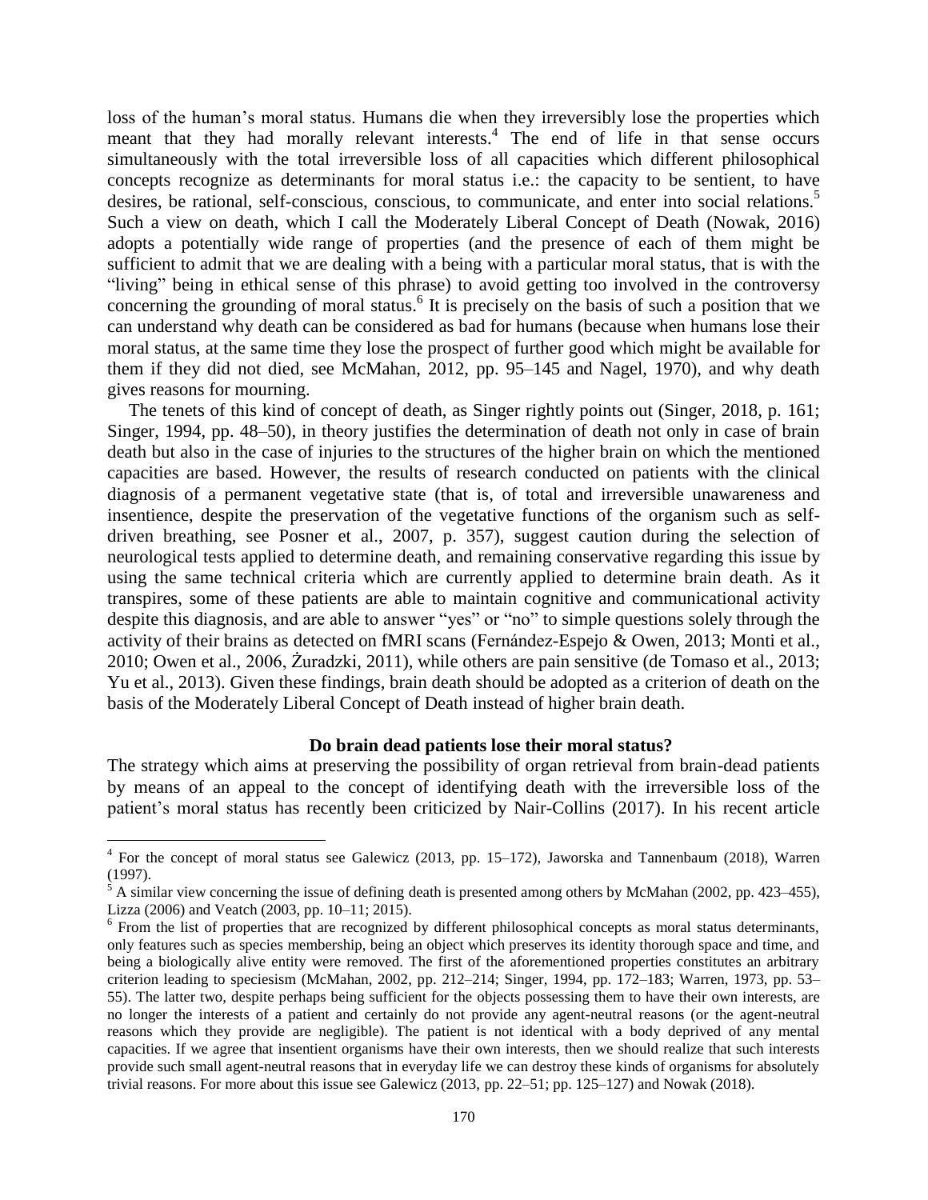loss of the human's moral status. Humans die when they irreversibly lose the properties which meant that they had morally relevant interests.[4] The end of life in that sense occurs simultaneously with the total irreversible loss of all capacities which different philosophical concepts recognize as determinants for moral status i.e.: the capacity to be sentient, to have desires, be rational, self-conscious, conscious, to communicate, and enter into social relations.[5] Such a view on death, which I call the Moderately Liberal Concept of Death (Nowak, 2016) adopts a potentially wide range of properties (and the presence of each of them might be sufficient to admit that we are dealing with a being with a particular moral status, that is with the "living" being in ethical sense of this phrase) to avoid getting too involved in the controversy concerning the grounding of moral status.[6] It is precisely on the basis of such a position that we can understand why death can be considered as bad for humans (because when humans lose their moral status, at the same time they lose the prospect of further good which might be available for them if they did not died, see McMahan, 2012, pp. 95–145 and Nagel, 1970), and why death gives reasons for mourning.

The tenets of this kind of concept of death, as Singer rightly points out (Singer, 2018, p. 161; Singer, 1994, pp. 48–50), in theory justifies the determination of death not only in case of brain death but also in the case of injuries to the structures of the higher brain on which the mentioned capacities are based. However, the results of research conducted on patients with the clinical diagnosis of a permanent vegetative state (that is, of total and irreversible unawareness and insentience, despite the preservation of the vegetative functions of the organism such as self-driven breathing, see Posner et al., 2007, p. 357), suggest caution during the selection of neurological tests applied to determine death, and remaining conservative regarding this issue by using the same technical criteria which are currently applied to determine brain death. As it transpires, some of these patients are able to maintain cognitive and communicational activity despite this diagnosis, and are able to answer "yes" or "no" to simple questions solely through the activity of their brains as detected on fMRI scans (Fernández-Espejo & Owen, 2013; Monti et al., 2010; Owen et al., 2006, Żuradzki, 2011), while others are pain sensitive (de Tomaso et al., 2013; Yu et al., 2013). Given these findings, brain death should be adopted as a criterion of death on the basis of the Moderately Liberal Concept of Death instead of higher brain death.

## Do brain dead patients lose their moral status?

The strategy which aims at preserving the possibility of organ retrieval from brain-dead patients by means of an appeal to the concept of identifying death with the irreversible loss of the patient's moral status has recently been criticized by Nair-Collins (2017). In his recent article

---

[4] For the concept of moral status see Galewicz (2013, pp. 15–172), Jaworska and Tannenbaum (2018), Warren (1997).

[5] A similar view concerning the issue of defining death is presented among others by McMahan (2002, pp. 423–455), Lizza (2006) and Veatch (2003, pp. 10–11; 2015).

[6] From the list of properties that are recognized by different philosophical concepts as moral status determinants, only features such as species membership, being an object which preserves its identity thorough space and time, and being a biologically alive entity were removed. The first of the aforementioned properties constitutes an arbitrary criterion leading to speciesism (McMahan, 2002, pp. 212–214; Singer, 1994, pp. 172–183; Warren, 1973, pp. 53–55). The latter two, despite perhaps being sufficient for the objects possessing them to have their own interests, are no longer the interests of a patient and certainly do not provide any agent-neutral reasons (or the agent-neutral reasons which they provide are negligible). The patient is not identical with a body deprived of any mental capacities. If we agree that insentient organisms have their own interests, then we should realize that such interests provide such small agent-neutral reasons that in everyday life we can destroy these kinds of organisms for absolutely trivial reasons. For more about this issue see Galewicz (2013, pp. 22–51; pp. 125–127) and Nowak (2018).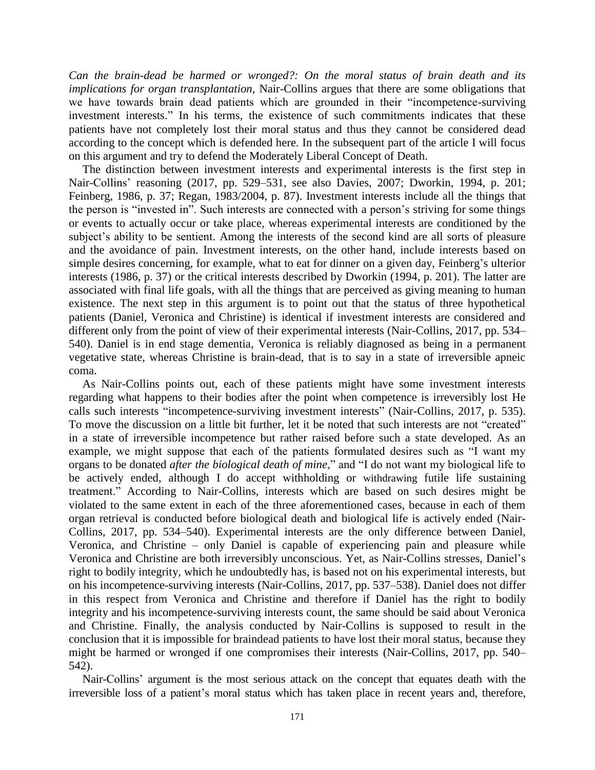*Can the brain-dead be harmed or wronged?: On the moral status of brain death and its implications for organ transplantation*, Nair-Collins argues that there are some obligations that we have towards brain dead patients which are grounded in their "incompetence-surviving investment interests." In his terms, the existence of such commitments indicates that these patients have not completely lost their moral status and thus they cannot be considered dead according to the concept which is defended here. In the subsequent part of the article I will focus on this argument and try to defend the Moderately Liberal Concept of Death.

The distinction between investment interests and experimental interests is the first step in Nair-Collins' reasoning (2017, pp. 529–531, see also Davies, 2007; Dworkin, 1994, p. 201; Feinberg, 1986, p. 37; Regan, 1983/2004, p. 87). Investment interests include all the things that the person is "invested in". Such interests are connected with a person's striving for some things or events to actually occur or take place, whereas experimental interests are conditioned by the subject's ability to be sentient. Among the interests of the second kind are all sorts of pleasure and the avoidance of pain. Investment interests, on the other hand, include interests based on simple desires concerning, for example, what to eat for dinner on a given day, Feinberg's ulterior interests (1986, p. 37) or the critical interests described by Dworkin (1994, p. 201). The latter are associated with final life goals, with all the things that are perceived as giving meaning to human existence. The next step in this argument is to point out that the status of three hypothetical patients (Daniel, Veronica and Christine) is identical if investment interests are considered and different only from the point of view of their experimental interests (Nair-Collins, 2017, pp. 534–540). Daniel is in end stage dementia, Veronica is reliably diagnosed as being in a permanent vegetative state, whereas Christine is brain-dead, that is to say in a state of irreversible apneic coma.

As Nair-Collins points out, each of these patients might have some investment interests regarding what happens to their bodies after the point when competence is irreversibly lost He calls such interests "incompetence-surviving investment interests" (Nair-Collins, 2017, p. 535). To move the discussion on a little bit further, let it be noted that such interests are not "created" in a state of irreversible incompetence but rather raised before such a state developed. As an example, we might suppose that each of the patients formulated desires such as "I want my organs to be donated *after the biological death of mine*," and "I do not want my biological life to be actively ended, although I do accept withholding or withdrawing futile life sustaining treatment." According to Nair-Collins, interests which are based on such desires might be violated to the same extent in each of the three aforementioned cases, because in each of them organ retrieval is conducted before biological death and biological life is actively ended (Nair-Collins, 2017, pp. 534–540). Experimental interests are the only difference between Daniel, Veronica, and Christine – only Daniel is capable of experiencing pain and pleasure while Veronica and Christine are both irreversibly unconscious. Yet, as Nair-Collins stresses, Daniel's right to bodily integrity, which he undoubtedly has, is based not on his experimental interests, but on his incompetence-surviving interests (Nair-Collins, 2017, pp. 537–538). Daniel does not differ in this respect from Veronica and Christine and therefore if Daniel has the right to bodily integrity and his incompetence-surviving interests count, the same should be said about Veronica and Christine. Finally, the analysis conducted by Nair-Collins is supposed to result in the conclusion that it is impossible for braindead patients to have lost their moral status, because they might be harmed or wronged if one compromises their interests (Nair-Collins, 2017, pp. 540–542).

Nair-Collins' argument is the most serious attack on the concept that equates death with the irreversible loss of a patient's moral status which has taken place in recent years and, therefore,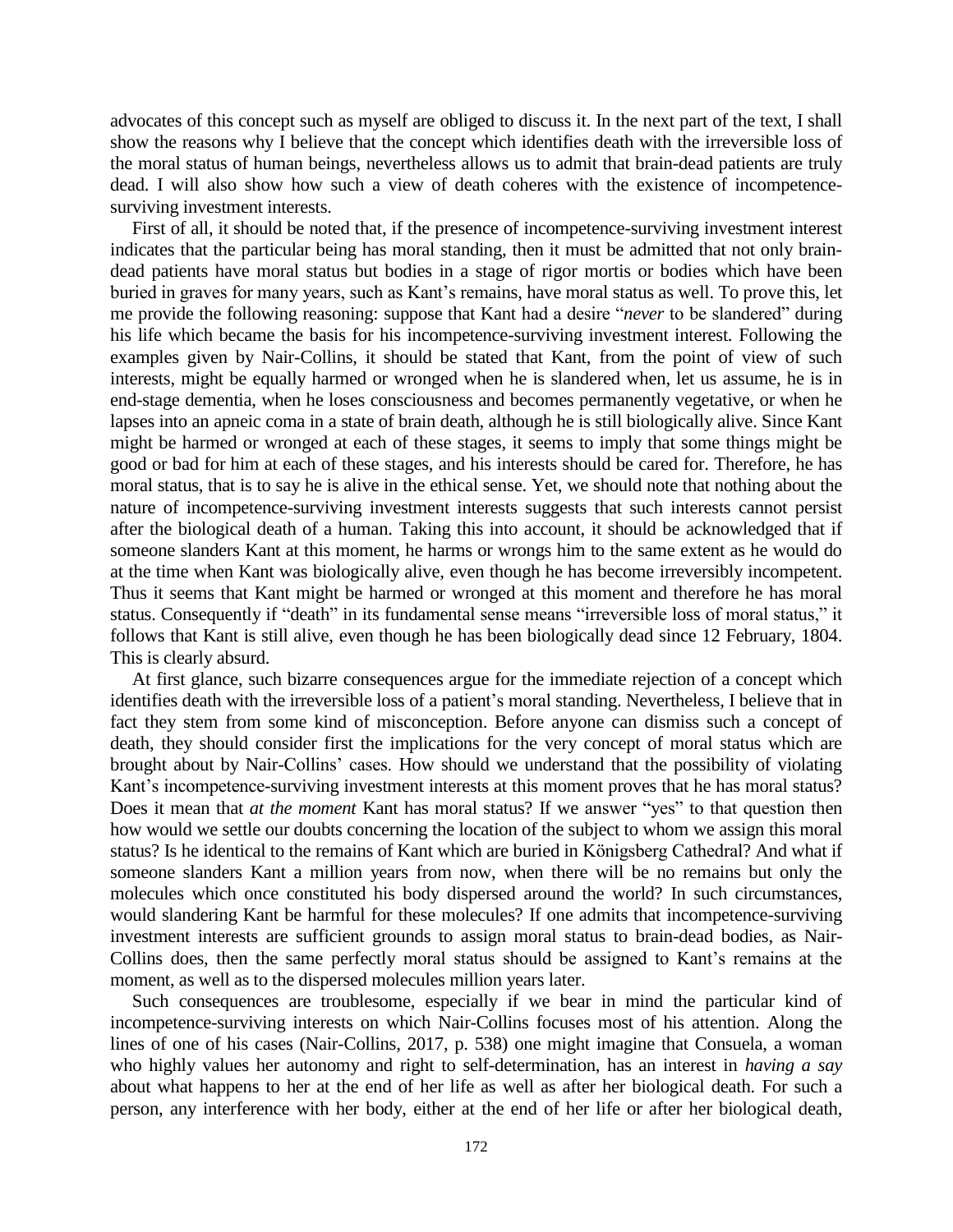advocates of this concept such as myself are obliged to discuss it. In the next part of the text, I shall show the reasons why I believe that the concept which identifies death with the irreversible loss of the moral status of human beings, nevertheless allows us to admit that brain-dead patients are truly dead. I will also show how such a view of death coheres with the existence of incompetence-surviving investment interests.

First of all, it should be noted that, if the presence of incompetence-surviving investment interest indicates that the particular being has moral standing, then it must be admitted that not only brain-dead patients have moral status but bodies in a stage of rigor mortis or bodies which have been buried in graves for many years, such as Kant's remains, have moral status as well. To prove this, let me provide the following reasoning: suppose that Kant had a desire "*never* to be slandered" during his life which became the basis for his incompetence-surviving investment interest. Following the examples given by Nair-Collins, it should be stated that Kant, from the point of view of such interests, might be equally harmed or wronged when he is slandered when, let us assume, he is in end-stage dementia, when he loses consciousness and becomes permanently vegetative, or when he lapses into an apneic coma in a state of brain death, although he is still biologically alive. Since Kant might be harmed or wronged at each of these stages, it seems to imply that some things might be good or bad for him at each of these stages, and his interests should be cared for. Therefore, he has moral status, that is to say he is alive in the ethical sense. Yet, we should note that nothing about the nature of incompetence-surviving investment interests suggests that such interests cannot persist after the biological death of a human. Taking this into account, it should be acknowledged that if someone slanders Kant at this moment, he harms or wrongs him to the same extent as he would do at the time when Kant was biologically alive, even though he has become irreversibly incompetent. Thus it seems that Kant might be harmed or wronged at this moment and therefore he has moral status. Consequently if "death" in its fundamental sense means "irreversible loss of moral status," it follows that Kant is still alive, even though he has been biologically dead since 12 February, 1804. This is clearly absurd.

At first glance, such bizarre consequences argue for the immediate rejection of a concept which identifies death with the irreversible loss of a patient's moral standing. Nevertheless, I believe that in fact they stem from some kind of misconception. Before anyone can dismiss such a concept of death, they should consider first the implications for the very concept of moral status which are brought about by Nair-Collins' cases. How should we understand that the possibility of violating Kant's incompetence-surviving investment interests at this moment proves that he has moral status? Does it mean that *at the moment* Kant has moral status? If we answer "yes" to that question then how would we settle our doubts concerning the location of the subject to whom we assign this moral status? Is he identical to the remains of Kant which are buried in Königsberg Cathedral? And what if someone slanders Kant a million years from now, when there will be no remains but only the molecules which once constituted his body dispersed around the world? In such circumstances, would slandering Kant be harmful for these molecules? If one admits that incompetence-surviving investment interests are sufficient grounds to assign moral status to brain-dead bodies, as Nair-Collins does, then the same perfectly moral status should be assigned to Kant's remains at the moment, as well as to the dispersed molecules million years later.

Such consequences are troublesome, especially if we bear in mind the particular kind of incompetence-surviving interests on which Nair-Collins focuses most of his attention. Along the lines of one of his cases (Nair-Collins, 2017, p. 538) one might imagine that Consuela, a woman who highly values her autonomy and right to self-determination, has an interest in *having a say* about what happens to her at the end of her life as well as after her biological death. For such a person, any interference with her body, either at the end of her life or after her biological death,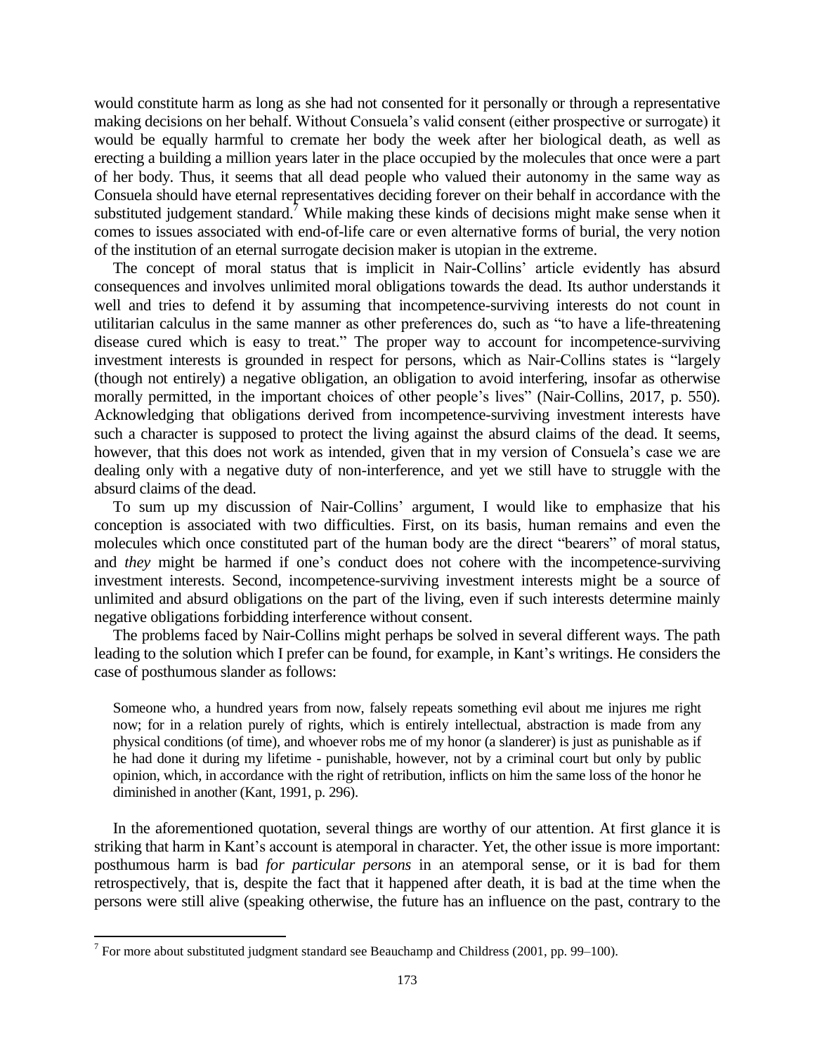would constitute harm as long as she had not consented for it personally or through a representative making decisions on her behalf. Without Consuela's valid consent (either prospective or surrogate) it would be equally harmful to cremate her body the week after her biological death, as well as erecting a building a million years later in the place occupied by the molecules that once were a part of her body. Thus, it seems that all dead people who valued their autonomy in the same way as Consuela should have eternal representatives deciding forever on their behalf in accordance with the substituted judgement standard.[7] While making these kinds of decisions might make sense when it comes to issues associated with end-of-life care or even alternative forms of burial, the very notion of the institution of an eternal surrogate decision maker is utopian in the extreme.

The concept of moral status that is implicit in Nair-Collins' article evidently has absurd consequences and involves unlimited moral obligations towards the dead. Its author understands it well and tries to defend it by assuming that incompetence-surviving interests do not count in utilitarian calculus in the same manner as other preferences do, such as "to have a life-threatening disease cured which is easy to treat." The proper way to account for incompetence-surviving investment interests is grounded in respect for persons, which as Nair-Collins states is "largely (though not entirely) a negative obligation, an obligation to avoid interfering, insofar as otherwise morally permitted, in the important choices of other people's lives" (Nair-Collins, 2017, p. 550). Acknowledging that obligations derived from incompetence-surviving investment interests have such a character is supposed to protect the living against the absurd claims of the dead. It seems, however, that this does not work as intended, given that in my version of Consuela's case we are dealing only with a negative duty of non-interference, and yet we still have to struggle with the absurd claims of the dead.

To sum up my discussion of Nair-Collins' argument, I would like to emphasize that his conception is associated with two difficulties. First, on its basis, human remains and even the molecules which once constituted part of the human body are the direct "bearers" of moral status, and *they* might be harmed if one's conduct does not cohere with the incompetence-surviving investment interests. Second, incompetence-surviving investment interests might be a source of unlimited and absurd obligations on the part of the living, even if such interests determine mainly negative obligations forbidding interference without consent.

The problems faced by Nair-Collins might perhaps be solved in several different ways. The path leading to the solution which I prefer can be found, for example, in Kant's writings. He considers the case of posthumous slander as follows:

> Someone who, a hundred years from now, falsely repeats something evil about me injures me right now; for in a relation purely of rights, which is entirely intellectual, abstraction is made from any physical conditions (of time), and whoever robs me of my honor (a slanderer) is just as punishable as if he had done it during my lifetime - punishable, however, not by a criminal court but only by public opinion, which, in accordance with the right of retribution, inflicts on him the same loss of the honor he diminished in another (Kant, 1991, p. 296).

In the aforementioned quotation, several things are worthy of our attention. At first glance it is striking that harm in Kant's account is atemporal in character. Yet, the other issue is more important: posthumous harm is bad *for particular persons* in an atemporal sense, or it is bad for them retrospectively, that is, despite the fact that it happened after death, it is bad at the time when the persons were still alive (speaking otherwise, the future has an influence on the past, contrary to the

[7] For more about substituted judgment standard see Beauchamp and Childress (2001, pp. 99–100).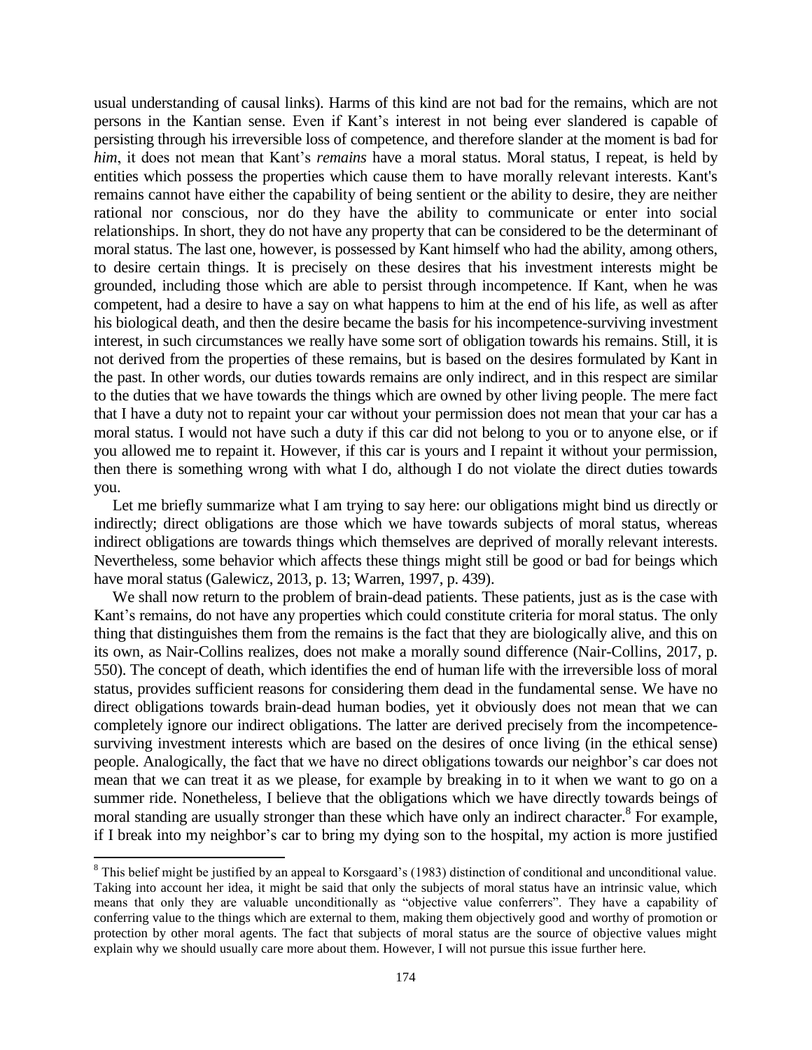usual understanding of causal links). Harms of this kind are not bad for the remains, which are not persons in the Kantian sense. Even if Kant's interest in not being ever slandered is capable of persisting through his irreversible loss of competence, and therefore slander at the moment is bad for *him*, it does not mean that Kant's *remains* have a moral status. Moral status, I repeat, is held by entities which possess the properties which cause them to have morally relevant interests. Kant's remains cannot have either the capability of being sentient or the ability to desire, they are neither rational nor conscious, nor do they have the ability to communicate or enter into social relationships. In short, they do not have any property that can be considered to be the determinant of moral status. The last one, however, is possessed by Kant himself who had the ability, among others, to desire certain things. It is precisely on these desires that his investment interests might be grounded, including those which are able to persist through incompetence. If Kant, when he was competent, had a desire to have a say on what happens to him at the end of his life, as well as after his biological death, and then the desire became the basis for his incompetence-surviving investment interest, in such circumstances we really have some sort of obligation towards his remains. Still, it is not derived from the properties of these remains, but is based on the desires formulated by Kant in the past. In other words, our duties towards remains are only indirect, and in this respect are similar to the duties that we have towards the things which are owned by other living people. The mere fact that I have a duty not to repaint your car without your permission does not mean that your car has a moral status. I would not have such a duty if this car did not belong to you or to anyone else, or if you allowed me to repaint it. However, if this car is yours and I repaint it without your permission, then there is something wrong with what I do, although I do not violate the direct duties towards you.

Let me briefly summarize what I am trying to say here: our obligations might bind us directly or indirectly; direct obligations are those which we have towards subjects of moral status, whereas indirect obligations are towards things which themselves are deprived of morally relevant interests. Nevertheless, some behavior which affects these things might still be good or bad for beings which have moral status (Galewicz, 2013, p. 13; Warren, 1997, p. 439).

We shall now return to the problem of brain-dead patients. These patients, just as is the case with Kant's remains, do not have any properties which could constitute criteria for moral status. The only thing that distinguishes them from the remains is the fact that they are biologically alive, and this on its own, as Nair-Collins realizes, does not make a morally sound difference (Nair-Collins, 2017, p. 550). The concept of death, which identifies the end of human life with the irreversible loss of moral status, provides sufficient reasons for considering them dead in the fundamental sense. We have no direct obligations towards brain-dead human bodies, yet it obviously does not mean that we can completely ignore our indirect obligations. The latter are derived precisely from the incompetence-surviving investment interests which are based on the desires of once living (in the ethical sense) people. Analogically, the fact that we have no direct obligations towards our neighbor's car does not mean that we can treat it as we please, for example by breaking in to it when we want to go on a summer ride. Nonetheless, I believe that the obligations which we have directly towards beings of moral standing are usually stronger than these which have only an indirect character.[8] For example, if I break into my neighbor's car to bring my dying son to the hospital, my action is more justified

[8] This belief might be justified by an appeal to Korsgaard's (1983) distinction of conditional and unconditional value. Taking into account her idea, it might be said that only the subjects of moral status have an intrinsic value, which means that only they are valuable unconditionally as "objective value conferrers". They have a capability of conferring value to the things which are external to them, making them objectively good and worthy of promotion or protection by other moral agents. The fact that subjects of moral status are the source of objective values might explain why we should usually care more about them. However, I will not pursue this issue further here.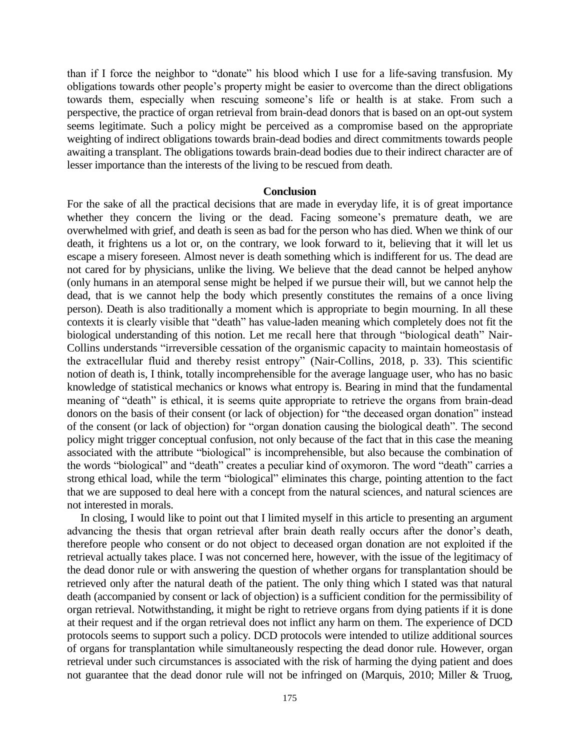than if I force the neighbor to "donate" his blood which I use for a life-saving transfusion. My obligations towards other people's property might be easier to overcome than the direct obligations towards them, especially when rescuing someone's life or health is at stake. From such a perspective, the practice of organ retrieval from brain-dead donors that is based on an opt-out system seems legitimate. Such a policy might be perceived as a compromise based on the appropriate weighting of indirect obligations towards brain-dead bodies and direct commitments towards people awaiting a transplant. The obligations towards brain-dead bodies due to their indirect character are of lesser importance than the interests of the living to be rescued from death.

## Conclusion

For the sake of all the practical decisions that are made in everyday life, it is of great importance whether they concern the living or the dead. Facing someone's premature death, we are overwhelmed with grief, and death is seen as bad for the person who has died. When we think of our death, it frightens us a lot or, on the contrary, we look forward to it, believing that it will let us escape a misery foreseen. Almost never is death something which is indifferent for us. The dead are not cared for by physicians, unlike the living. We believe that the dead cannot be helped anyhow (only humans in an atemporal sense might be helped if we pursue their will, but we cannot help the dead, that is we cannot help the body which presently constitutes the remains of a once living person). Death is also traditionally a moment which is appropriate to begin mourning. In all these contexts it is clearly visible that "death" has value-laden meaning which completely does not fit the biological understanding of this notion. Let me recall here that through "biological death" Nair-Collins understands "irreversible cessation of the organismic capacity to maintain homeostasis of the extracellular fluid and thereby resist entropy" (Nair-Collins, 2018, p. 33). This scientific notion of death is, I think, totally incomprehensible for the average language user, who has no basic knowledge of statistical mechanics or knows what entropy is. Bearing in mind that the fundamental meaning of "death" is ethical, it is seems quite appropriate to retrieve the organs from brain-dead donors on the basis of their consent (or lack of objection) for "the deceased organ donation" instead of the consent (or lack of objection) for "organ donation causing the biological death". The second policy might trigger conceptual confusion, not only because of the fact that in this case the meaning associated with the attribute "biological" is incomprehensible, but also because the combination of the words "biological" and "death" creates a peculiar kind of oxymoron. The word "death" carries a strong ethical load, while the term "biological" eliminates this charge, pointing attention to the fact that we are supposed to deal here with a concept from the natural sciences, and natural sciences are not interested in morals.

In closing, I would like to point out that I limited myself in this article to presenting an argument advancing the thesis that organ retrieval after brain death really occurs after the donor's death, therefore people who consent or do not object to deceased organ donation are not exploited if the retrieval actually takes place. I was not concerned here, however, with the issue of the legitimacy of the dead donor rule or with answering the question of whether organs for transplantation should be retrieved only after the natural death of the patient. The only thing which I stated was that natural death (accompanied by consent or lack of objection) is a sufficient condition for the permissibility of organ retrieval. Notwithstanding, it might be right to retrieve organs from dying patients if it is done at their request and if the organ retrieval does not inflict any harm on them. The experience of DCD protocols seems to support such a policy. DCD protocols were intended to utilize additional sources of organs for transplantation while simultaneously respecting the dead donor rule. However, organ retrieval under such circumstances is associated with the risk of harming the dying patient and does not guarantee that the dead donor rule will not be infringed on (Marquis, 2010; Miller & Truog,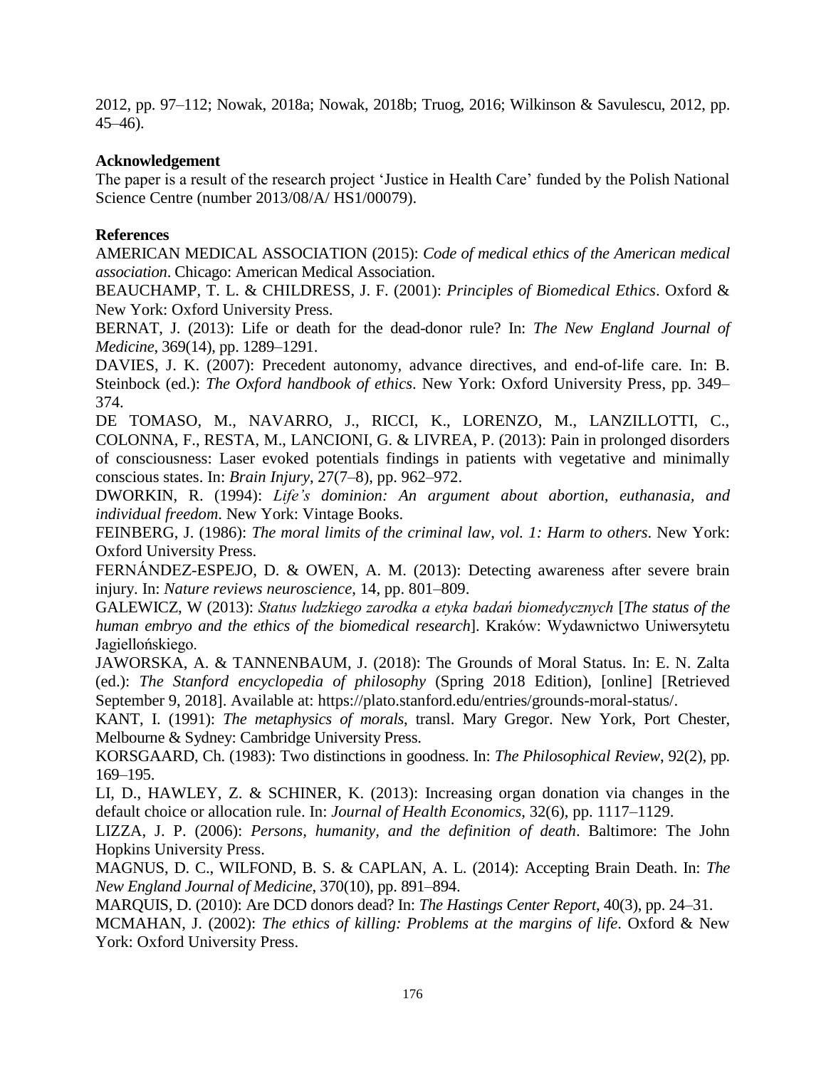2012, pp. 97–112; Nowak, 2018a; Nowak, 2018b; Truog, 2016; Wilkinson & Savulescu, 2012, pp. 45–46).

**Acknowledgement**

The paper is a result of the research project 'Justice in Health Care' funded by the Polish National Science Centre (number 2013/08/A/ HS1/00079).

**References**

AMERICAN MEDICAL ASSOCIATION (2015): *Code of medical ethics of the American medical association*. Chicago: American Medical Association.

BEAUCHAMP, T. L. & CHILDRESS, J. F. (2001): *Principles of Biomedical Ethics*. Oxford & New York: Oxford University Press.

BERNAT, J. (2013): Life or death for the dead-donor rule? In: *The New England Journal of Medicine*, 369(14), pp. 1289–1291.

DAVIES, J. K. (2007): Precedent autonomy, advance directives, and end-of-life care. In: B. Steinbock (ed.): *The Oxford handbook of ethics*. New York: Oxford University Press, pp. 349–374.

DE TOMASO, M., NAVARRO, J., RICCI, K., LORENZO, M., LANZILLOTTI, C., COLONNA, F., RESTA, M., LANCIONI, G. & LIVREA, P. (2013): Pain in prolonged disorders of consciousness: Laser evoked potentials findings in patients with vegetative and minimally conscious states. In: *Brain Injury*, 27(7–8), pp. 962–972.

DWORKIN, R. (1994): *Life's dominion: An argument about abortion, euthanasia, and individual freedom*. New York: Vintage Books.

FEINBERG, J. (1986): *The moral limits of the criminal law, vol. 1: Harm to others*. New York: Oxford University Press.

FERNÁNDEZ-ESPEJO, D. & OWEN, A. M. (2013): Detecting awareness after severe brain injury. In: *Nature reviews neuroscience*, 14, pp. 801–809.

GALEWICZ, W (2013): *Status ludzkiego zarodka a etyka badań biomedycznych* [*The status of the human embryo and the ethics of the biomedical research*]. Kraków: Wydawnictwo Uniwersytetu Jagiellońskiego.

JAWORSKA, A. & TANNENBAUM, J. (2018): The Grounds of Moral Status. In: E. N. Zalta (ed.): *The Stanford encyclopedia of philosophy* (Spring 2018 Edition), [online] [Retrieved September 9, 2018]. Available at: https://plato.stanford.edu/entries/grounds-moral-status/.

KANT, I. (1991): *The metaphysics of morals*, transl. Mary Gregor. New York, Port Chester, Melbourne & Sydney: Cambridge University Press.

KORSGAARD, Ch. (1983): Two distinctions in goodness. In: *The Philosophical Review*, 92(2), pp. 169–195.

LI, D., HAWLEY, Z. & SCHINER, K. (2013): Increasing organ donation via changes in the default choice or allocation rule. In: *Journal of Health Economics*, 32(6), pp. 1117–1129.

LIZZA, J. P. (2006): *Persons, humanity, and the definition of death*. Baltimore: The John Hopkins University Press.

MAGNUS, D. C., WILFOND, B. S. & CAPLAN, A. L. (2014): Accepting Brain Death. In: *The New England Journal of Medicine*, 370(10), pp. 891–894.

MARQUIS, D. (2010): Are DCD donors dead? In: *The Hastings Center Report*, 40(3), pp. 24–31.

MCMAHAN, J. (2002): *The ethics of killing: Problems at the margins of life*. Oxford & New York: Oxford University Press.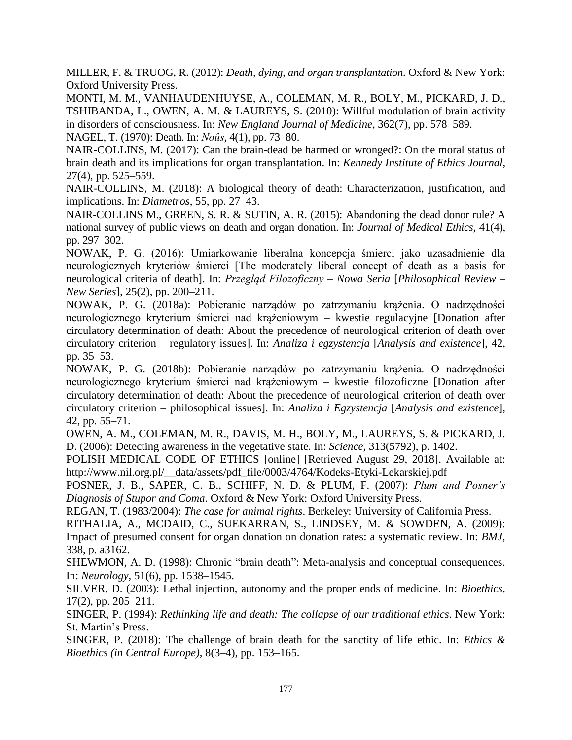MILLER, F. & TRUOG, R. (2012): *Death, dying, and organ transplantation*. Oxford & New York: Oxford University Press.

MONTI, M. M., VANHAUDENHUYSE, A., COLEMAN, M. R., BOLY, M., PICKARD, J. D., TSHIBANDA, L., OWEN, A. M. & LAUREYS, S. (2010): Willful modulation of brain activity in disorders of consciousness. In: *New England Journal of Medicine*, 362(7), pp. 578–589.

NAGEL, T. (1970): Death. In: *Noûs*, 4(1), pp. 73–80.

NAIR-COLLINS, M. (2017): Can the brain-dead be harmed or wronged?: On the moral status of brain death and its implications for organ transplantation. In: *Kennedy Institute of Ethics Journal*, 27(4), pp. 525–559.

NAIR-COLLINS, M. (2018): A biological theory of death: Characterization, justification, and implications. In: *Diametros*, 55, pp. 27–43.

NAIR-COLLINS M., GREEN, S. R. & SUTIN, A. R. (2015): Abandoning the dead donor rule? A national survey of public views on death and organ donation. In: *Journal of Medical Ethics*, 41(4), pp. 297–302.

NOWAK, P. G. (2016): Umiarkowanie liberalna koncepcja śmierci jako uzasadnienie dla neurologicznych kryteriów śmierci [The moderately liberal concept of death as a basis for neurological criteria of death]. In: *Przegląd Filozoficzny – Nowa Seria* [*Philosophical Review – New Series*], 25(2), pp. 200–211.

NOWAK, P. G. (2018a): Pobieranie narządów po zatrzymaniu krążenia. O nadrzędności neurologicznego kryterium śmierci nad krążeniowym – kwestie regulacyjne [Donation after circulatory determination of death: About the precedence of neurological criterion of death over circulatory criterion – regulatory issues]. In: *Analiza i egzystencja* [*Analysis and existence*], 42, pp. 35–53.

NOWAK, P. G. (2018b): Pobieranie narządów po zatrzymaniu krążenia. O nadrzędności neurologicznego kryterium śmierci nad krążeniowym – kwestie filozoficzne [Donation after circulatory determination of death: About the precedence of neurological criterion of death over circulatory criterion – philosophical issues]. In: *Analiza i Egzystencja* [*Analysis and existence*], 42, pp. 55–71.

OWEN, A. M., COLEMAN, M. R., DAVIS, M. H., BOLY, M., LAUREYS, S. & PICKARD, J. D. (2006): Detecting awareness in the vegetative state. In: *Science*, 313(5792), p. 1402.

POLISH MEDICAL CODE OF ETHICS [online] [Retrieved August 29, 2018]. Available at: http://www.nil.org.pl/__data/assets/pdf_file/0003/4764/Kodeks-Etyki-Lekarskiej.pdf

POSNER, J. B., SAPER, C. B., SCHIFF, N. D. & PLUM, F. (2007): *Plum and Posner's Diagnosis of Stupor and Coma*. Oxford & New York: Oxford University Press.

REGAN, T. (1983/2004): *The case for animal rights*. Berkeley: University of California Press.

RITHALIA, A., MCDAID, C., SUEKARRAN, S., LINDSEY, M. & SOWDEN, A. (2009): Impact of presumed consent for organ donation on donation rates: a systematic review. In: *BMJ*, 338, p. a3162.

SHEWMON, A. D. (1998): Chronic "brain death": Meta-analysis and conceptual consequences. In: *Neurology*, 51(6), pp. 1538–1545.

SILVER, D. (2003): Lethal injection, autonomy and the proper ends of medicine. In: *Bioethics*, 17(2), pp. 205–211.

SINGER, P. (1994): *Rethinking life and death: The collapse of our traditional ethics*. New York: St. Martin's Press.

SINGER, P. (2018): The challenge of brain death for the sanctity of life ethic. In: *Ethics & Bioethics (in Central Europe)*, 8(3–4), pp. 153–165.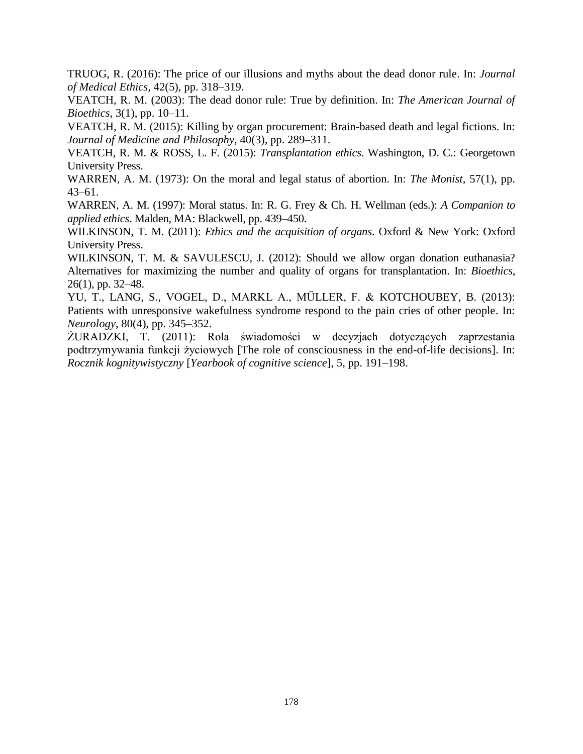TRUOG, R. (2016): The price of our illusions and myths about the dead donor rule. In: *Journal of Medical Ethics*, 42(5), pp. 318–319.

VEATCH, R. M. (2003): The dead donor rule: True by definition. In: *The American Journal of Bioethics*, 3(1), pp. 10–11.

VEATCH, R. M. (2015): Killing by organ procurement: Brain-based death and legal fictions. In: *Journal of Medicine and Philosophy*, 40(3), pp. 289–311.

VEATCH, R. M. & ROSS, L. F. (2015): *Transplantation ethics*. Washington, D. C.: Georgetown University Press.

WARREN, A. M. (1973): On the moral and legal status of abortion. In: *The Monist*, 57(1), pp. 43–61.

WARREN, A. M. (1997): Moral status. In: R. G. Frey & Ch. H. Wellman (eds.): *A Companion to applied ethics*. Malden, MA: Blackwell, pp. 439–450.

WILKINSON, T. M. (2011): *Ethics and the acquisition of organs*. Oxford & New York: Oxford University Press.

WILKINSON, T. M. & SAVULESCU, J. (2012): Should we allow organ donation euthanasia? Alternatives for maximizing the number and quality of organs for transplantation. In: *Bioethics*, 26(1), pp. 32–48.

YU, T., LANG, S., VOGEL, D., MARKL A., MÜLLER, F. & KOTCHOUBEY, B. (2013): Patients with unresponsive wakefulness syndrome respond to the pain cries of other people. In: *Neurology*, 80(4), pp. 345–352.

ŻURADZKI, T. (2011): Rola świadomości w decyzjach dotyczących zaprzestania podtrzymywania funkcji życiowych [The role of consciousness in the end-of-life decisions]. In: *Rocznik kognitywistyczny* [*Yearbook of cognitive science*], 5, pp. 191–198.